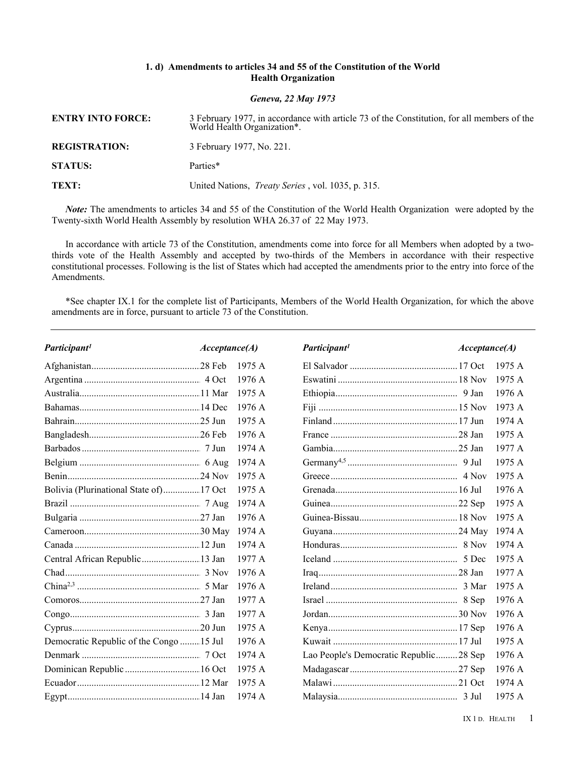### 1. d) Amendments to articles 34 and 55 of the Constitution of the World Health Organization

***Geneva, 22 May 1973***

**ENTRY INTO FORCE:** 3 February 1977, in accordance with article 73 of the Constitution, for all members of the World Health Organization*.

**REGISTRATION:** 3 February 1977, No. 221.

**STATUS:** Parties*

**TEXT:** United Nations, *Treaty Series* , vol. 1035, p. 315.

*Note:* The amendments to articles 34 and 55 of the Constitution of the World Health Organization were adopted by the Twenty-sixth World Health Assembly by resolution WHA 26.37 of 22 May 1973.

In accordance with article 73 of the Constitution, amendments come into force for all Members when adopted by a two-thirds vote of the Health Assembly and accepted by two-thirds of the Members in accordance with their respective constitutional processes. Following is the list of States which had accepted the amendments prior to the entry into force of the Amendments.

*See chapter IX.1 for the complete list of Participants, Members of the World Health Organization, for which the above amendments are in force, pursuant to article 73 of the Constitution.

| *Participant*[1] | *Acceptance(A)* |
|---|---|
| Afghanistan | 28 Feb 1975 A |
| Argentina | 4 Oct 1976 A |
| Australia | 11 Mar 1975 A |
| Bahamas | 14 Dec 1976 A |
| Bahrain | 25 Jun 1975 A |
| Bangladesh | 26 Feb 1976 A |
| Barbados | 7 Jun 1974 A |
| Belgium | 6 Aug 1974 A |
| Benin | 24 Nov 1975 A |
| Bolivia (Plurinational State of) | 17 Oct 1975 A |
| Brazil | 7 Aug 1974 A |
| Bulgaria | 27 Jan 1976 A |
| Cameroon | 30 May 1974 A |
| Canada | 12 Jun 1974 A |
| Central African Republic | 13 Jan 1977 A |
| Chad | 3 Nov 1976 A |
| China[2,3] | 5 Mar 1976 A |
| Comoros | 27 Jan 1977 A |
| Congo | 3 Jan 1977 A |
| Cyprus | 20 Jun 1975 A |
| Democratic Republic of the Congo | 15 Jul 1976 A |
| Denmark | 7 Oct 1974 A |
| Dominican Republic | 16 Oct 1975 A |
| Ecuador | 12 Mar 1975 A |
| Egypt | 14 Jan 1974 A |
| El Salvador | 17 Oct 1975 A |
| Eswatini | 18 Nov 1975 A |
| Ethiopia | 9 Jan 1976 A |
| Fiji | 15 Nov 1973 A |
| Finland | 17 Jun 1974 A |
| France | 28 Jan 1975 A |
| Gambia | 25 Jan 1977 A |
| Germany[4,5] | 9 Jul 1975 A |
| Greece | 4 Nov 1975 A |
| Grenada | 16 Jul 1976 A |
| Guinea | 22 Sep 1975 A |
| Guinea-Bissau | 18 Nov 1975 A |
| Guyana | 24 May 1974 A |
| Honduras | 8 Nov 1974 A |
| Iceland | 5 Dec 1975 A |
| Iraq | 28 Jan 1977 A |
| Ireland | 3 Mar 1975 A |
| Israel | 8 Sep 1976 A |
| Jordan | 30 Nov 1976 A |
| Kenya | 17 Sep 1976 A |
| Kuwait | 17 Jul 1975 A |
| Lao People's Democratic Republic | 28 Sep 1976 A |
| Madagascar | 27 Sep 1976 A |
| Malawi | 21 Oct 1974 A |
| Malaysia | 3 Jul 1975 A |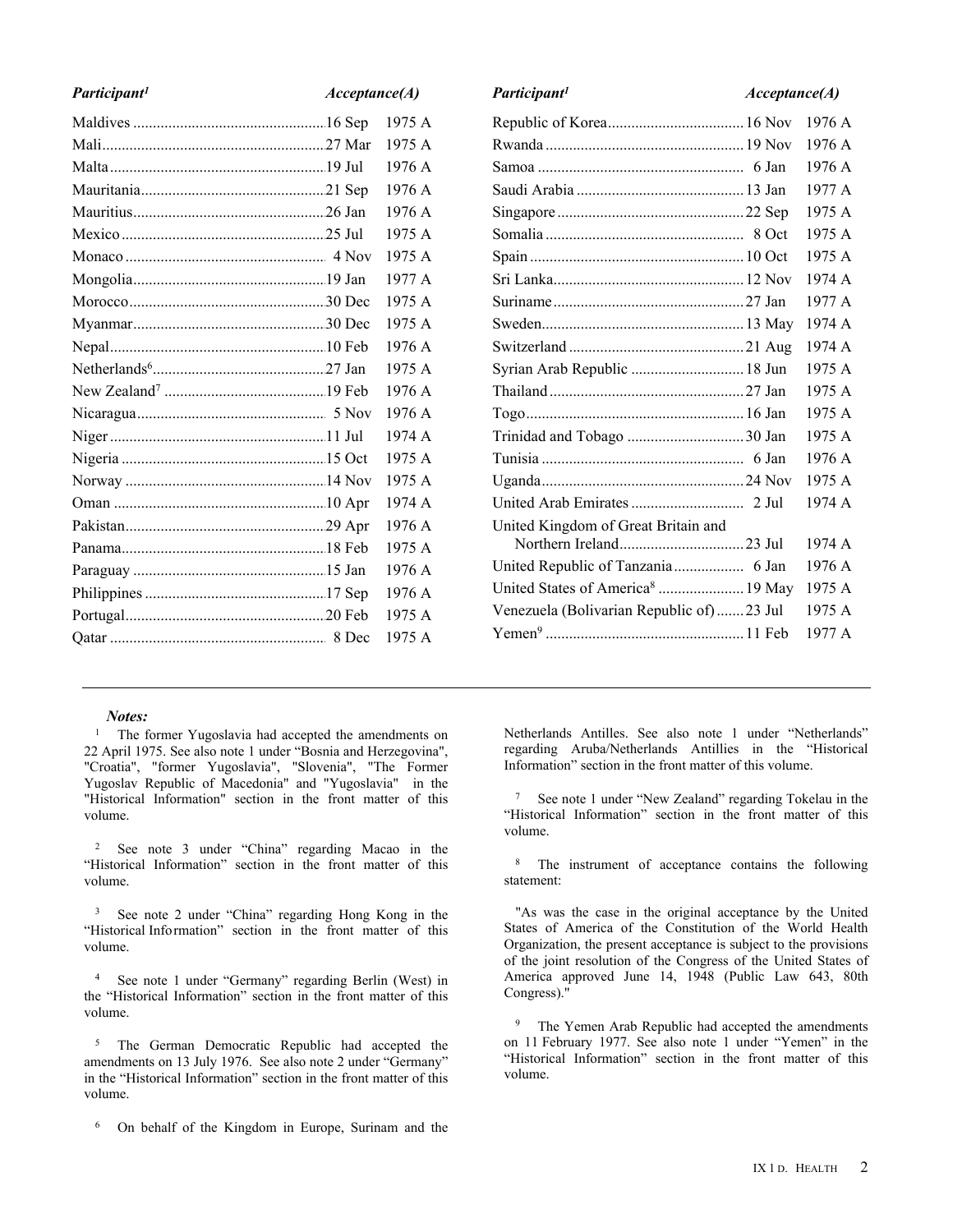| Participant[1] | Acceptance(A) | |
|---|---|---|
| Maldives | 16 Sep | 1975 A |
| Mali | 27 Mar | 1975 A |
| Malta | 19 Jul | 1976 A |
| Mauritania | 21 Sep | 1976 A |
| Mauritius | 26 Jan | 1976 A |
| Mexico | 25 Jul | 1975 A |
| Monaco | 4 Nov | 1975 A |
| Mongolia | 19 Jan | 1977 A |
| Morocco | 30 Dec | 1975 A |
| Myanmar | 30 Dec | 1975 A |
| Nepal | 10 Feb | 1976 A |
| Netherlands[6] | 27 Jan | 1975 A |
| New Zealand[7] | 19 Feb | 1976 A |
| Nicaragua | 5 Nov | 1976 A |
| Niger | 11 Jul | 1974 A |
| Nigeria | 15 Oct | 1975 A |
| Norway | 14 Nov | 1975 A |
| Oman | 10 Apr | 1974 A |
| Pakistan | 29 Apr | 1976 A |
| Panama | 18 Feb | 1975 A |
| Paraguay | 15 Jan | 1976 A |
| Philippines | 17 Sep | 1976 A |
| Portugal | 20 Feb | 1975 A |
| Qatar | 8 Dec | 1975 A |
| Republic of Korea | 16 Nov | 1976 A |
| Rwanda | 19 Nov | 1976 A |
| Samoa | 6 Jan | 1976 A |
| Saudi Arabia | 13 Jan | 1977 A |
| Singapore | 22 Sep | 1975 A |
| Somalia | 8 Oct | 1975 A |
| Spain | 10 Oct | 1975 A |
| Sri Lanka | 12 Nov | 1974 A |
| Suriname | 27 Jan | 1977 A |
| Sweden | 13 May | 1974 A |
| Switzerland | 21 Aug | 1974 A |
| Syrian Arab Republic | 18 Jun | 1975 A |
| Thailand | 27 Jan | 1975 A |
| Togo | 16 Jan | 1975 A |
| Trinidad and Tobago | 30 Jan | 1975 A |
| Tunisia | 6 Jan | 1976 A |
| Uganda | 24 Nov | 1975 A |
| United Arab Emirates | 2 Jul | 1974 A |
| United Kingdom of Great Britain and Northern Ireland | 23 Jul | 1974 A |
| United Republic of Tanzania | 6 Jan | 1976 A |
| United States of America[8] | 19 May | 1975 A |
| Venezuela (Bolivarian Republic of) | 23 Jul | 1975 A |
| Yemen[9] | 11 Feb | 1977 A |

*Notes:*

[1] The former Yugoslavia had accepted the amendments on 22 April 1975. See also note 1 under "Bosnia and Herzegovina", "Croatia", "former Yugoslavia", "Slovenia", "The Former Yugoslav Republic of Macedonia" and "Yugoslavia" in the "Historical Information" section in the front matter of this volume.

[2] See note 3 under "China" regarding Macao in the "Historical Information" section in the front matter of this volume.

[3] See note 2 under "China" regarding Hong Kong in the "Historical Information" section in the front matter of this volume.

[4] See note 1 under "Germany" regarding Berlin (West) in the "Historical Information" section in the front matter of this volume.

[5] The German Democratic Republic had accepted the amendments on 13 July 1976. See also note 2 under "Germany" in the "Historical Information" section in the front matter of this volume.

[6] On behalf of the Kingdom in Europe, Surinam and the Netherlands Antilles. See also note 1 under "Netherlands" regarding Aruba/Netherlands Antillies in the "Historical Information" section in the front matter of this volume.

[7] See note 1 under "New Zealand" regarding Tokelau in the "Historical Information" section in the front matter of this volume.

[8] The instrument of acceptance contains the following statement:

"As was the case in the original acceptance by the United States of America of the Constitution of the World Health Organization, the present acceptance is subject to the provisions of the joint resolution of the Congress of the United States of America approved June 14, 1948 (Public Law 643, 80th Congress)."

[9] The Yemen Arab Republic had accepted the amendments on 11 February 1977. See also note 1 under "Yemen" in the "Historical Information" section in the front matter of this volume.